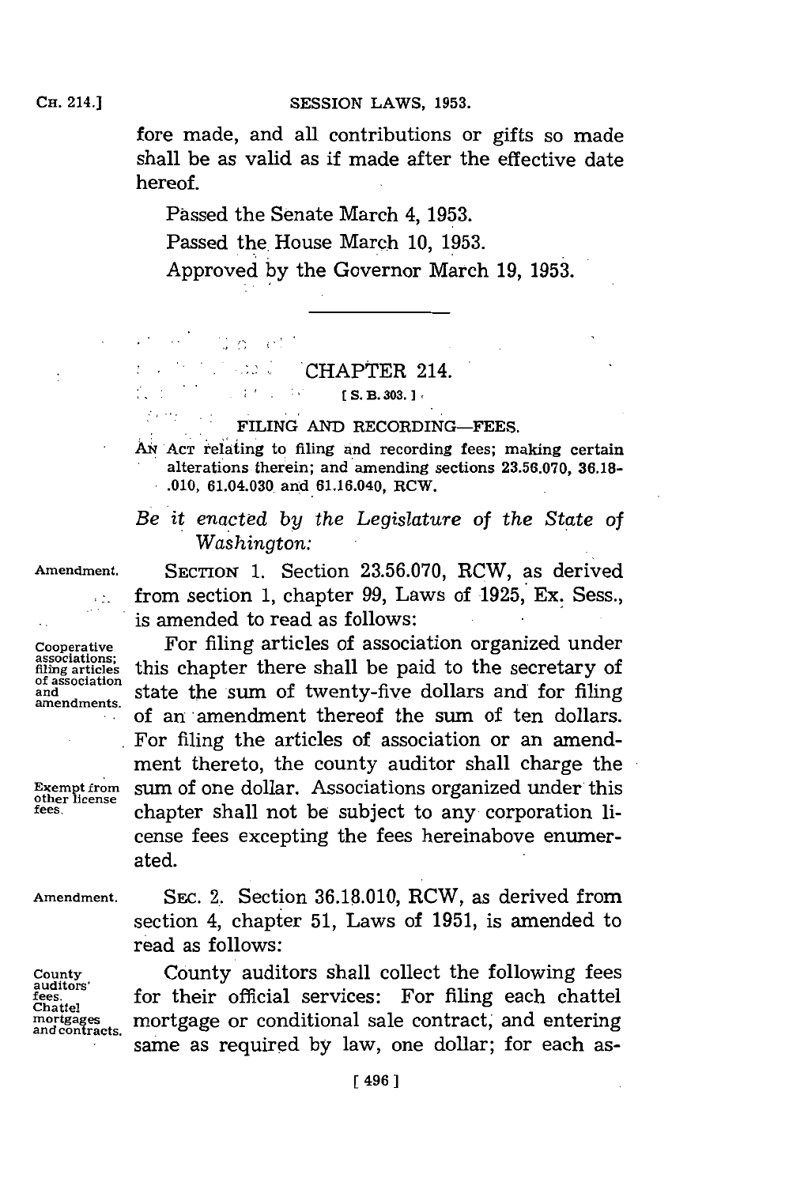fore made, and all contributions or gifts so made shall be as valid as if made after the effective date hereof.

Passed the Senate March 4, 1953.

Passed the House March 10, 1953.

Approved by the Governor March 19, 1953.

---

## CHAPTER 214.

[S. B. 303.]

### FILING AND RECORDING—FEES.

AN ACT relating to filing and recording fees; making certain alterations therein; and amending sections 23.56.070, 36.18-.010, 61.04.030 and 61.16.040, RCW.

*Be it enacted by the Legislature of the State of Washington:*

Amendment.

SECTION 1. Section 23.56.070, RCW, as derived from section 1, chapter 99, Laws of 1925, Ex. Sess., is amended to read as follows:

Cooperative associations; filing articles of association and amendments.

For filing articles of association organized under this chapter there shall be paid to the secretary of state the sum of twenty-five dollars and for filing of an amendment thereof the sum of ten dollars. For filing the articles of association or an amendment thereto, the county auditor shall charge the sum of one dollar. Associations organized under this chapter shall not be subject to any corporation license fees excepting the fees hereinabove enumerated.

Exempt from other license fees.

Amendment.

SEC. 2. Section 36.18.010, RCW, as derived from section 4, chapter 51, Laws of 1951, is amended to read as follows:

County auditors' fees. Chattel mortgages and contracts.

County auditors shall collect the following fees for their official services: For filing each chattel mortgage or conditional sale contract, and entering same as required by law, one dollar; for each as-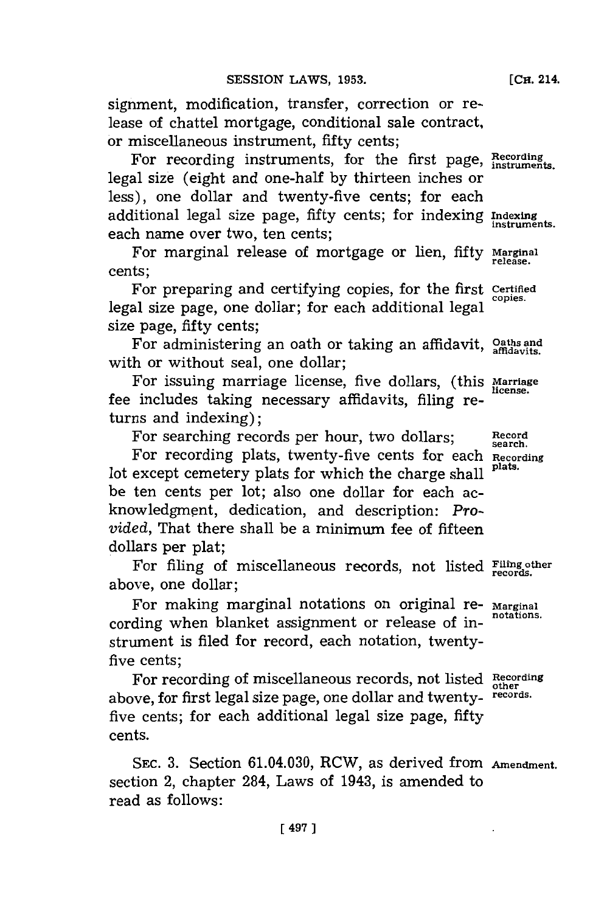signment, modification, transfer, correction or release of chattel mortgage, conditional sale contract, or miscellaneous instrument, fifty cents;

For recording instruments, for the first page, legal size (eight and one-half by thirteen inches or less), one dollar and twenty-five cents; for each additional legal size page, fifty cents; for indexing each name over two, ten cents;

For marginal release of mortgage or lien, fifty cents;

For preparing and certifying copies, for the first legal size page, one dollar; for each additional legal size page, fifty cents;

For administering an oath or taking an affidavit, with or without seal, one dollar;

For issuing marriage license, five dollars, (this fee includes taking necessary affidavits, filing returns and indexing);

For searching records per hour, two dollars;

For recording plats, twenty-five cents for each lot except cemetery plats for which the charge shall be ten cents per lot; also one dollar for each acknowledgment, dedication, and description: *Provided*, That there shall be a minimum fee of fifteen dollars per plat;

For filing of miscellaneous records, not listed above, one dollar;

For making marginal notations on original recording when blanket assignment or release of instrument is filed for record, each notation, twenty-five cents;

For recording of miscellaneous records, not listed above, for first legal size page, one dollar and twenty-five cents; for each additional legal size page, fifty cents.

SEC. 3. Section 61.04.030, RCW, as derived from section 2, chapter 284, Laws of 1943, is amended to read as follows: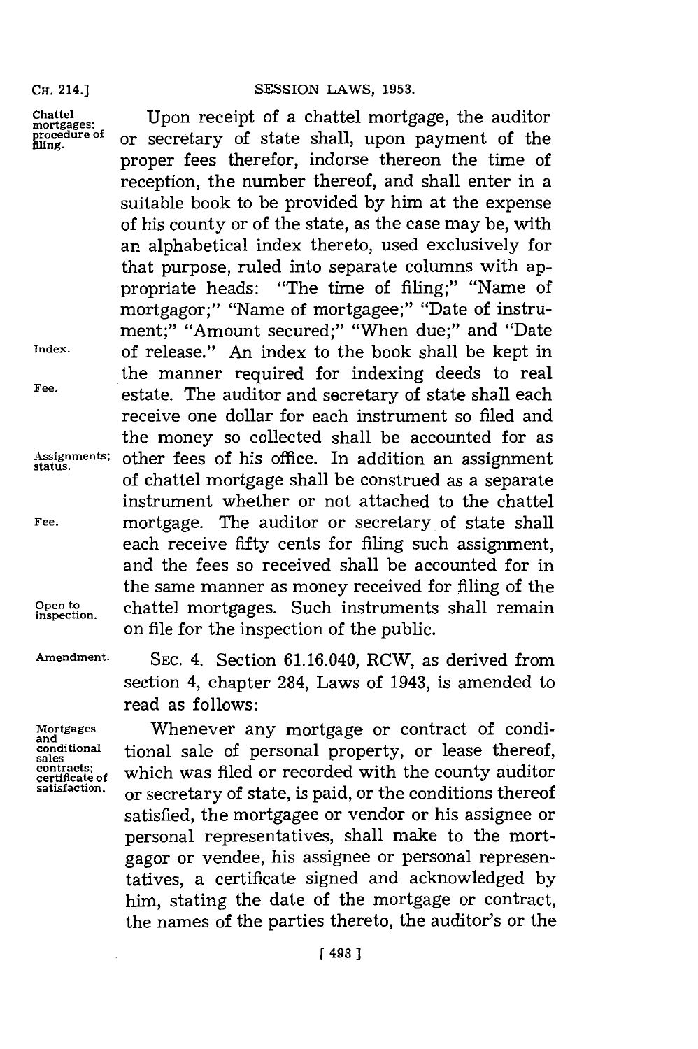Chattel mortgages; procedure of filing.

Upon receipt of a chattel mortgage, the auditor or secretary of state shall, upon payment of the proper fees therefor, indorse thereon the time of reception, the number thereof, and shall enter in a suitable book to be provided by him at the expense of his county or of the state, as the case may be, with an alphabetical index thereto, used exclusively for that purpose, ruled into separate columns with appropriate heads: "The time of filing;" "Name of mortgagor;" "Name of mortgagee;" "Date of instrument;" "Amount secured;" "When due;" and "Date of release." An index to the book shall be kept in the manner required for indexing deeds to real estate. The auditor and secretary of state shall each receive one dollar for each instrument so filed and the money so collected shall be accounted for as other fees of his office. In addition an assignment of chattel mortgage shall be construed as a separate instrument whether or not attached to the chattel mortgage. The auditor or secretary of state shall each receive fifty cents for filing such assignment, and the fees so received shall be accounted for in the same manner as money received for filing of the chattel mortgages. Such instruments shall remain on file for the inspection of the public.

Index.

Fee.

Assignments; status.

Fee.

Open to inspection.

Amendment.

SEC. 4. Section 61.16.040, RCW, as derived from section 4, chapter 284, Laws of 1943, is amended to read as follows:

Mortgages and conditional sales contracts; certificate of satisfaction.

Whenever any mortgage or contract of conditional sale of personal property, or lease thereof, which was filed or recorded with the county auditor or secretary of state, is paid, or the conditions thereof satisfied, the mortgagee or vendor or his assignee or personal representatives, shall make to the mortgagor or vendee, his assignee or personal representatives, a certificate signed and acknowledged by him, stating the date of the mortgage or contract, the names of the parties thereto, the auditor's or the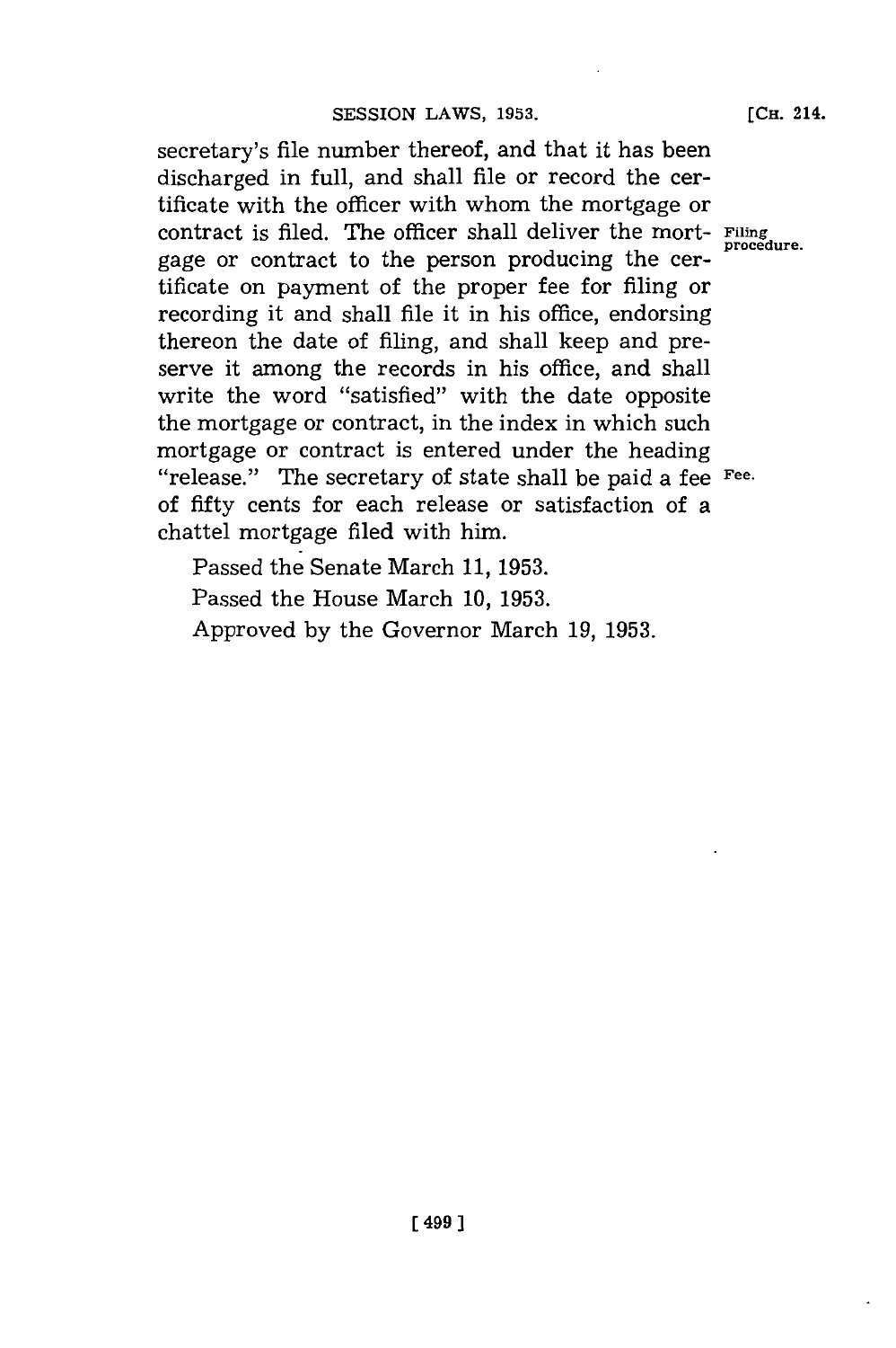secretary's file number thereof, and that it has been discharged in full, and shall file or record the certificate with the officer with whom the mortgage or contract is filed. The officer shall deliver the mortgage or contract to the person producing the certificate on payment of the proper fee for filing or recording it and shall file it in his office, endorsing thereon the date of filing, and shall keep and preserve it among the records in his office, and shall write the word "satisfied" with the date opposite the mortgage or contract, in the index in which such mortgage or contract is entered under the heading "release." The secretary of state shall be paid a fee of fifty cents for each release or satisfaction of a chattel mortgage filed with him.

Filing procedure.

Fee.

Passed the Senate March 11, 1953.

Passed the House March 10, 1953.

Approved by the Governor March 19, 1953.